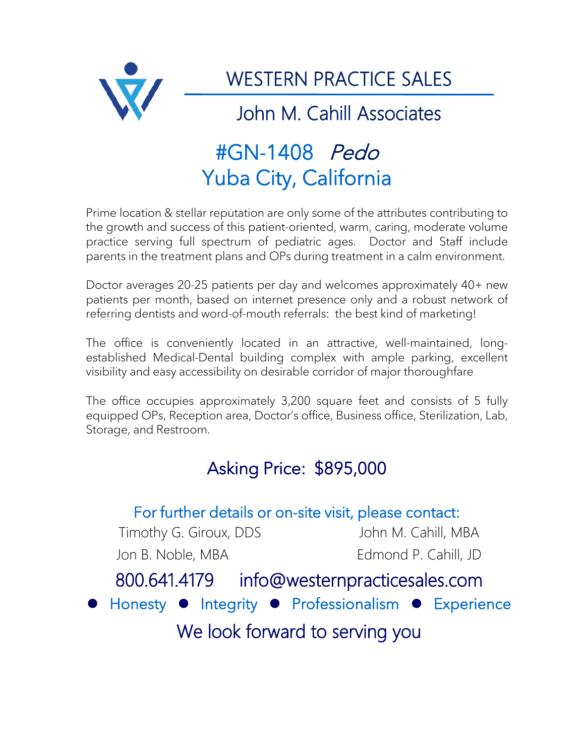# WESTERN PRACTICE SALES

## John M. Cahill Associates

## #GN-1408 *Pedo*
## Yuba City, California

Prime location & stellar reputation are only some of the attributes contributing to the growth and success of this patient-oriented, warm, caring, moderate volume practice serving full spectrum of pediatric ages. Doctor and Staff include parents in the treatment plans and OPs during treatment in a calm environment.

Doctor averages 20-25 patients per day and welcomes approximately 40+ new patients per month, based on internet presence only and a robust network of referring dentists and word-of-mouth referrals: the best kind of marketing!

The office is conveniently located in an attractive, well-maintained, long-established Medical-Dental building complex with ample parking, excellent visibility and easy accessibility on desirable corridor of major thoroughfare

The office occupies approximately 3,200 square feet and consists of 5 fully equipped OPs, Reception area, Doctor's office, Business office, Sterilization, Lab, Storage, and Restroom.

## Asking Price: $895,000

For further details or on-site visit, please contact:

Timothy G. Giroux, DDS        John M. Cahill, MBA

Jon B. Noble, MBA        Edmond P. Cahill, JD

800.641.4179     info@westernpracticesales.com

● Honesty ● Integrity ● Professionalism ● Experience

We look forward to serving you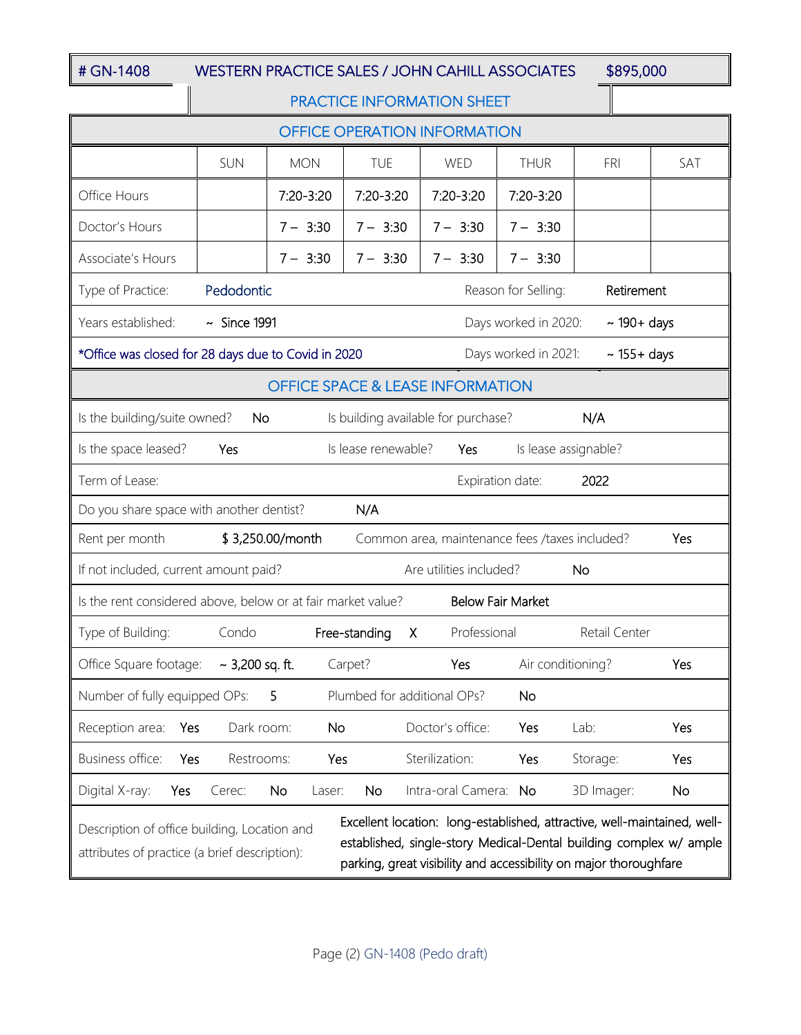# GN-1408 — WESTERN PRACTICE SALES / JOHN CAHILL ASSOCIATES — $895,000

## PRACTICE INFORMATION SHEET

### OFFICE OPERATION INFORMATION

| | SUN | MON | TUE | WED | THUR | FRI | SAT |
|---|---|---|---|---|---|---|---|
| Office Hours | | 7:20-3:20 | 7:20-3:20 | 7:20-3:20 | 7:20-3:20 | | |
| Doctor's Hours | | 7 – 3:30 | 7 – 3:30 | 7 – 3:30 | 7 – 3:30 | | |
| Associate's Hours | | 7 – 3:30 | 7 – 3:30 | 7 – 3:30 | 7 – 3:30 | | |

| | | | |
|---|---|---|---|
| Type of Practice: | Pedodontic | Reason for Selling: | Retirement |
| Years established: | ~ Since 1991 | Days worked in 2020: | ~ 190+ days |
| *Office was closed for 28 days due to Covid in 2020 | | Days worked in 2021: | ~ 155+ days |

### OFFICE SPACE & LEASE INFORMATION

| | | | | | |
|---|---|---|---|---|---|
| Is the building/suite owned? | No | Is building available for purchase? | N/A | | |
| Is the space leased? | Yes | Is lease renewable? | Yes | Is lease assignable? | |
| Term of Lease: | | Expiration date: | 2022 | | |
| Do you share space with another dentist? | N/A | | | | |
| Rent per month | $ 3,250.00/month | Common area, maintenance fees /taxes included? | Yes | | |
| If not included, current amount paid? | | Are utilities included? | No | | |
| Is the rent considered above, below or at fair market value? | Below Fair Market | | | | |

| | | | | | | | | | |
|---|---|---|---|---|---|---|---|---|---|
| Type of Building: | Condo | Free-standing | X | Professional | | Retail Center | | | |
| Office Square footage: | ~ 3,200 sq. ft. | Carpet? | Yes | Air conditioning? | Yes | | | | |
| Number of fully equipped OPs: | 5 | Plumbed for additional OPs? | No | | | | | | |
| Reception area: | Yes | Dark room: | No | Doctor's office: | Yes | Lab: | Yes | | |
| Business office: | Yes | Restrooms: | Yes | Sterilization: | Yes | Storage: | Yes | | |
| Digital X-ray: | Yes | Cerec: | No | Laser: | No | Intra-oral Camera: | No | 3D Imager: | No |

| | |
|---|---|
| Description of office building, Location and attributes of practice (a brief description): | Excellent location: long-established, attractive, well-maintained, well-established, single-story Medical-Dental building complex w/ ample parking, great visibility and accessibility on major thoroughfare |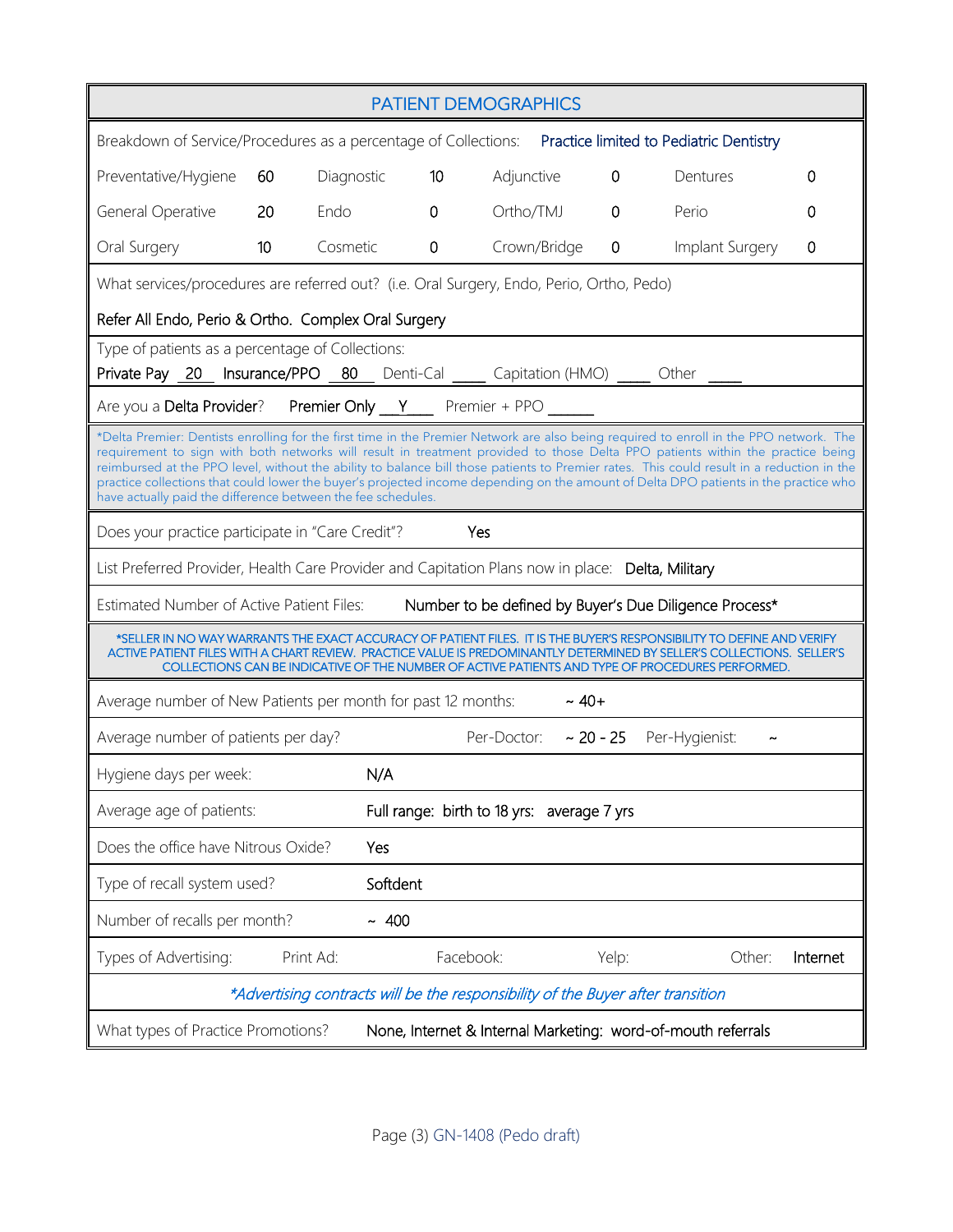## PATIENT DEMOGRAPHICS

Breakdown of Service/Procedures as a percentage of Collections: **Practice limited to Pediatric Dentistry**

| | | | | | | | |
|---|---|---|---|---|---|---|---|
| Preventative/Hygiene | 60 | Diagnostic | 10 | Adjunctive | 0 | Dentures | 0 |
| General Operative | 20 | Endo | 0 | Ortho/TMJ | 0 | Perio | 0 |
| Oral Surgery | 10 | Cosmetic | 0 | Crown/Bridge | 0 | Implant Surgery | 0 |

What services/procedures are referred out? (i.e. Oral Surgery, Endo, Perio, Ortho, Pedo)

Refer All Endo, Perio & Ortho. Complex Oral Surgery

Type of patients as a percentage of Collections:
Private Pay \_20\_ Insurance/PPO \_80\_ Denti-Cal \_\_\_\_ Capitation (HMO) \_\_\_\_ Other \_\_\_\_

Are you a **Delta Provider**? Premier Only \_\_Y\_\_ Premier + PPO \_\_\_\_\_\_

*Delta Premier: Dentists enrolling for the first time in the Premier Network are also being required to enroll in the PPO network. The requirement to sign with both networks will result in treatment provided to those Delta PPO patients within the practice being reimbursed at the PPO level, without the ability to balance bill those patients to Premier rates. This could result in a reduction in the practice collections that could lower the buyer's projected income depending on the amount of Delta DPO patients in the practice who have actually paid the difference between the fee schedules.

Does your practice participate in "Care Credit"? Yes

List Preferred Provider, Health Care Provider and Capitation Plans now in place: Delta, Military

Estimated Number of Active Patient Files: Number to be defined by Buyer's Due Diligence Process*

*SELLER IN NO WAY WARRANTS THE EXACT ACCURACY OF PATIENT FILES. IT IS THE BUYER'S RESPONSIBILITY TO DEFINE AND VERIFY ACTIVE PATIENT FILES WITH A CHART REVIEW. PRACTICE VALUE IS PREDOMINANTLY DETERMINED BY SELLER'S COLLECTIONS. SELLER'S COLLECTIONS CAN BE INDICATIVE OF THE NUMBER OF ACTIVE PATIENTS AND TYPE OF PROCEDURES PERFORMED.

Average number of New Patients per month for past 12 months: ~ 40+

Average number of patients per day? Per-Doctor: ~ 20 - 25 Per-Hygienist: ~

Hygiene days per week: N/A

Average age of patients: Full range: birth to 18 yrs: average 7 yrs

Does the office have Nitrous Oxide? Yes

Type of recall system used? Softdent

Number of recalls per month? ~ 400

Types of Advertising: Print Ad: Facebook: Yelp: Other: Internet

*Advertising contracts will be the responsibility of the Buyer after transition*

What types of Practice Promotions? None, Internet & Internal Marketing: word-of-mouth referrals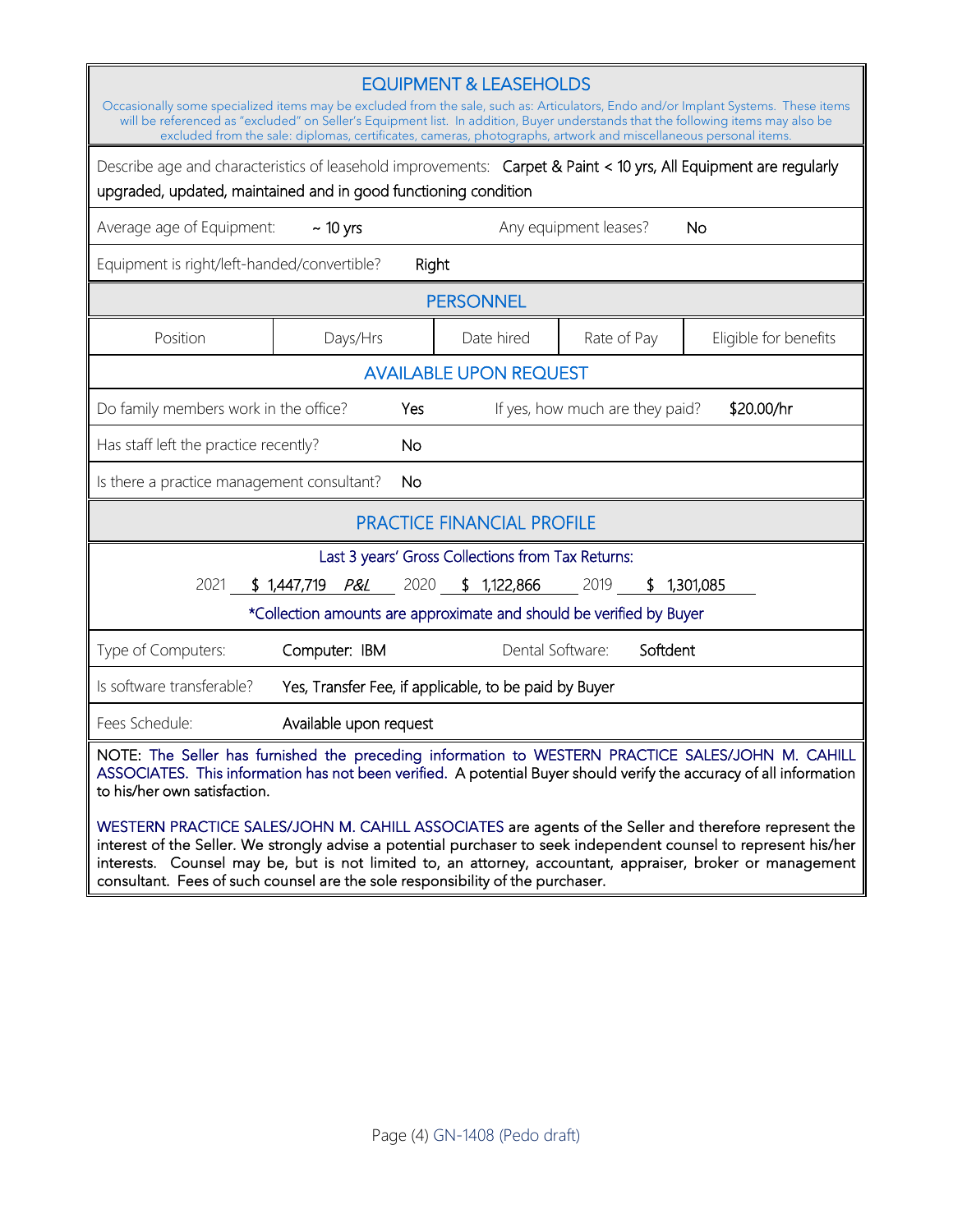## EQUIPMENT & LEASEHOLDS

Occasionally some specialized items may be excluded from the sale, such as: Articulators, Endo and/or Implant Systems. These items will be referenced as "excluded" on Seller's Equipment list. In addition, Buyer understands that the following items may also be excluded from the sale: diplomas, certificates, cameras, photographs, artwork and miscellaneous personal items.

Describe age and characteristics of leasehold improvements: Carpet & Paint < 10 yrs, All Equipment are regularly upgraded, updated, maintained and in good functioning condition

Average age of Equipment: ~ 10 yrs

Any equipment leases? No

Equipment is right/left-handed/convertible? Right

## PERSONNEL

| Position | Days/Hrs | Date hired | Rate of Pay | Eligible for benefits |
|---|---|---|---|---|
| AVAILABLE UPON REQUEST | | | | |

Do family members work in the office? Yes

If yes, how much are they paid? $20.00/hr

Has staff left the practice recently? No

Is there a practice management consultant? No

## PRACTICE FINANCIAL PROFILE

Last 3 years' Gross Collections from Tax Returns:

2021 $ 1,447,719 *P&L* 2020 $ 1,122,866 2019 $ 1,301,085

*Collection amounts are approximate and should be verified by Buyer

Type of Computers: Computer: IBM

Dental Software: Softdent

Is software transferable? Yes, Transfer Fee, if applicable, to be paid by Buyer

Fees Schedule: Available upon request

NOTE: The Seller has furnished the preceding information to WESTERN PRACTICE SALES/JOHN M. CAHILL ASSOCIATES. This information has not been verified. A potential Buyer should verify the accuracy of all information to his/her own satisfaction.

WESTERN PRACTICE SALES/JOHN M. CAHILL ASSOCIATES are agents of the Seller and therefore represent the interest of the Seller. We strongly advise a potential purchaser to seek independent counsel to represent his/her interests. Counsel may be, but is not limited to, an attorney, accountant, appraiser, broker or management consultant. Fees of such counsel are the sole responsibility of the purchaser.